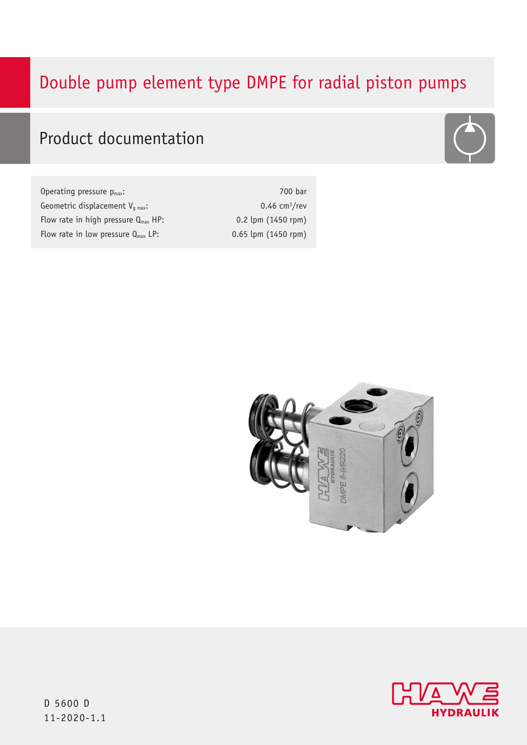# Double pump element type DMPE for radial piston pumps

## Product documentation

| | |
|---|---|
| Operating pressure $p_{max}$: | 700 bar |
| Geometric displacement $V_{g\ max}$: | 0.46 $cm^3$/rev |
| Flow rate in high pressure $Q_{max}$ HP: | 0.2 lpm (1450 rpm) |
| Flow rate in low pressure $Q_{max}$ LP: | 0.65 lpm (1450 rpm) |

D 5600 D
11-2020-1.1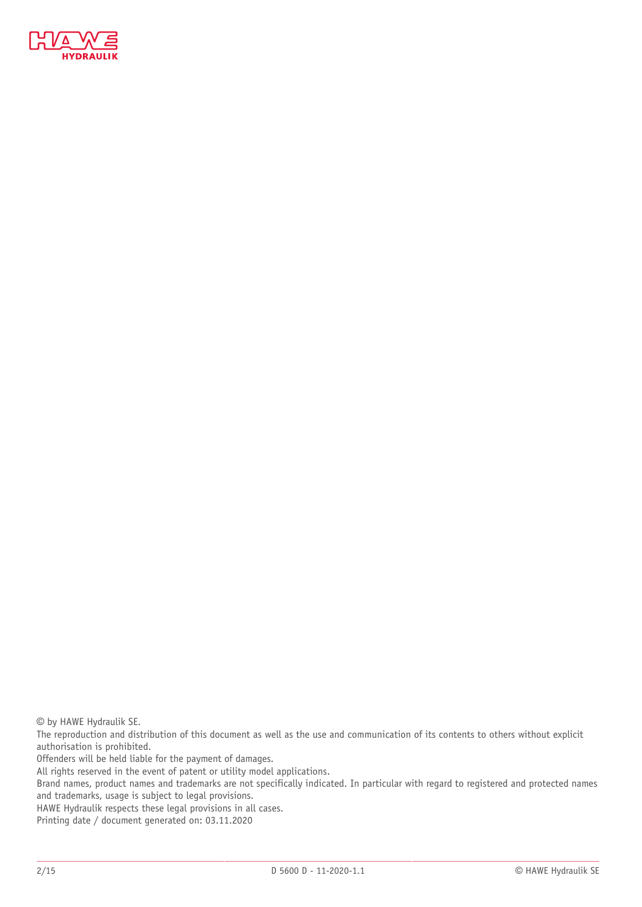© by HAWE Hydraulik SE.

The reproduction and distribution of this document as well as the use and communication of its contents to others without explicit authorisation is prohibited.

Offenders will be held liable for the payment of damages.

All rights reserved in the event of patent or utility model applications.

Brand names, product names and trademarks are not specifically indicated. In particular with regard to registered and protected names and trademarks, usage is subject to legal provisions.

HAWE Hydraulik respects these legal provisions in all cases.

Printing date / document generated on: 03.11.2020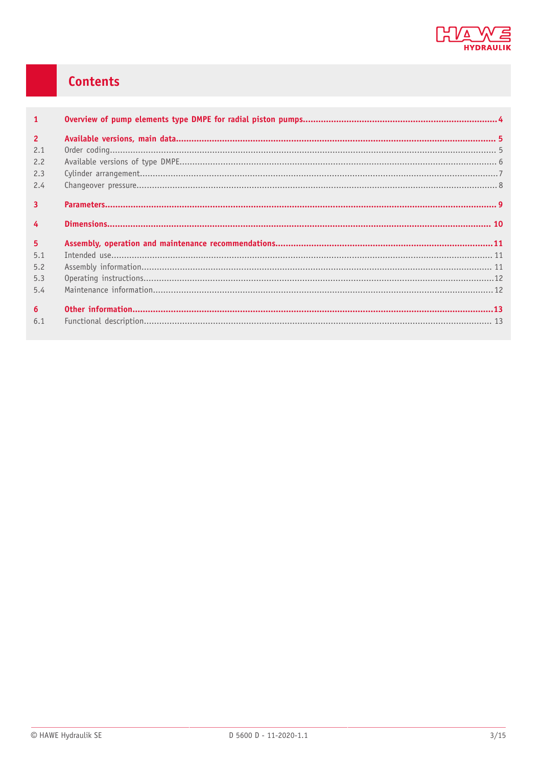# Contents

| | | |
|---|---|---|
| **1** | **Overview of pump elements type DMPE for radial piston pumps** | **4** |
| **2** | **Available versions, main data** | **5** |
| 2.1 | Order coding | 5 |
| 2.2 | Available versions of type DMPE | 6 |
| 2.3 | Cylinder arrangement | 7 |
| 2.4 | Changeover pressure | 8 |
| **3** | **Parameters** | **9** |
| **4** | **Dimensions** | **10** |
| **5** | **Assembly, operation and maintenance recommendations** | **11** |
| 5.1 | Intended use | 11 |
| 5.2 | Assembly information | 11 |
| 5.3 | Operating instructions | 12 |
| 5.4 | Maintenance information | 12 |
| **6** | **Other information** | **13** |
| 6.1 | Functional description | 13 |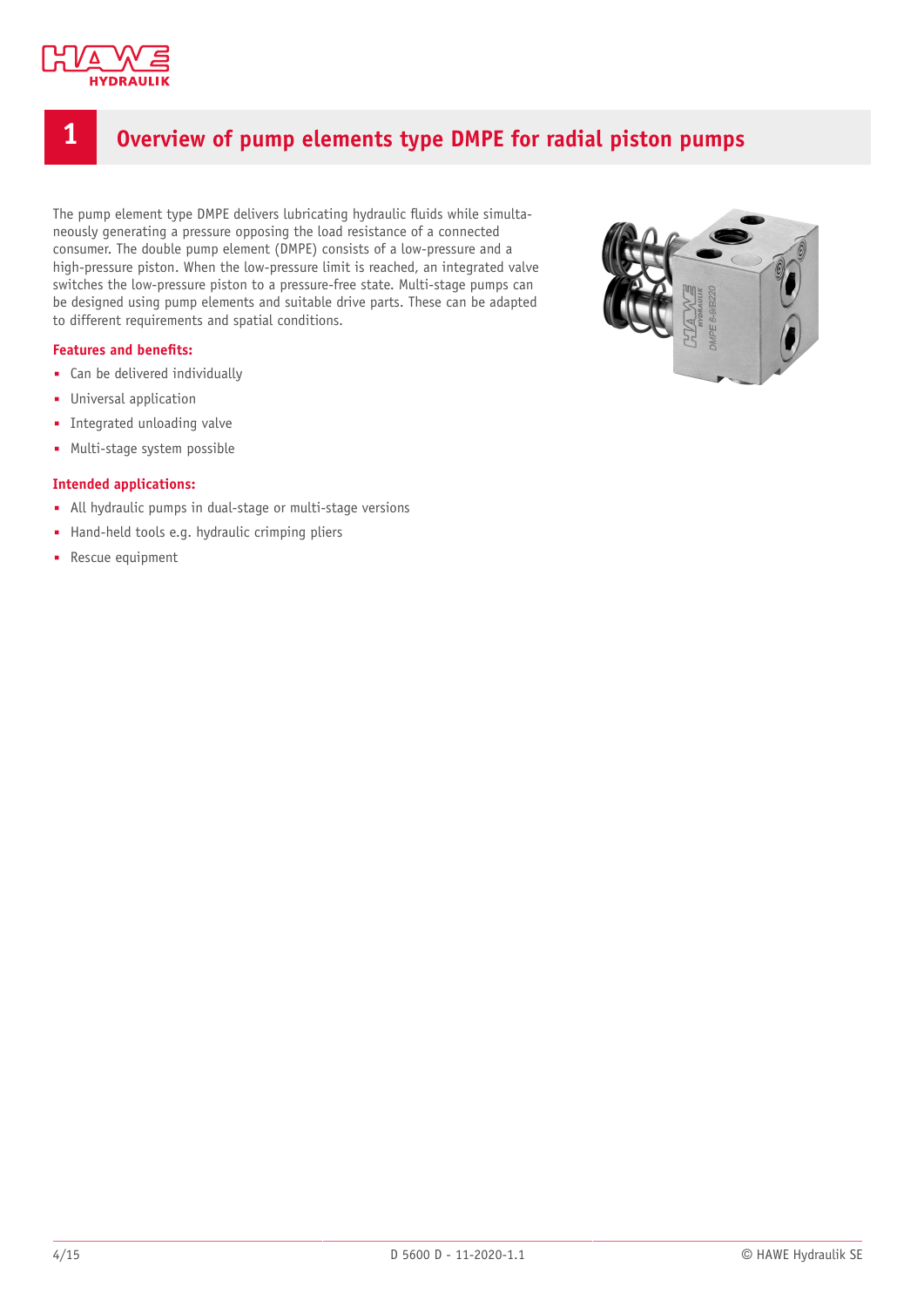# 1 Overview of pump elements type DMPE for radial piston pumps

The pump element type DMPE delivers lubricating hydraulic fluids while simultaneously generating a pressure opposing the load resistance of a connected consumer. The double pump element (DMPE) consists of a low-pressure and a high-pressure piston. When the low-pressure limit is reached, an integrated valve switches the low-pressure piston to a pressure-free state. Multi-stage pumps can be designed using pump elements and suitable drive parts. These can be adapted to different requirements and spatial conditions.

**Features and benefits:**

- Can be delivered individually
- Universal application
- Integrated unloading valve
- Multi-stage system possible

**Intended applications:**

- All hydraulic pumps in dual-stage or multi-stage versions
- Hand-held tools e.g. hydraulic crimping pliers
- Rescue equipment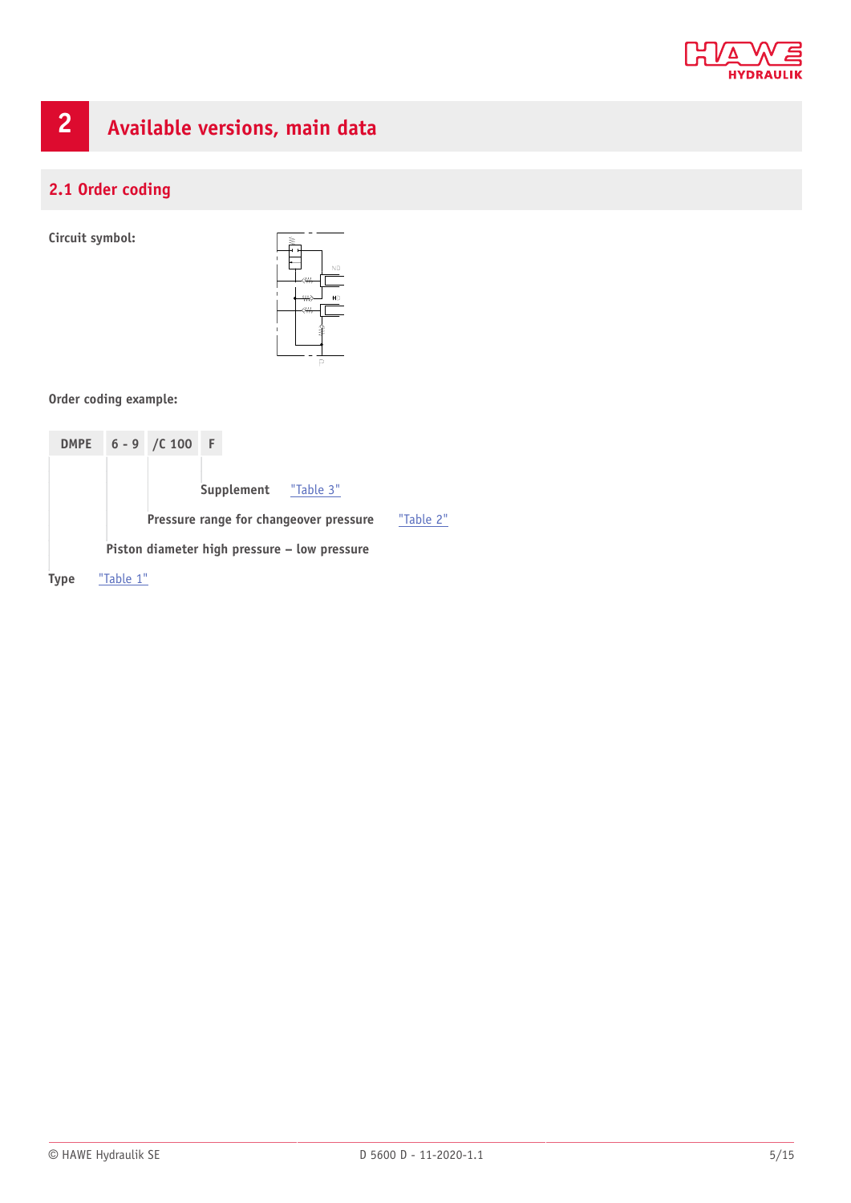# 2 Available versions, main data

## 2.1 Order coding

**Circuit symbol:**

**Order coding example:**

| DMPE | 6 - 9 | /C 100 | F |
|---|---|---|---|

- **Supplement** "Table 3"
- **Pressure range for changeover pressure** "Table 2"
- **Piston diameter high pressure – low pressure**
- **Type** "Table 1"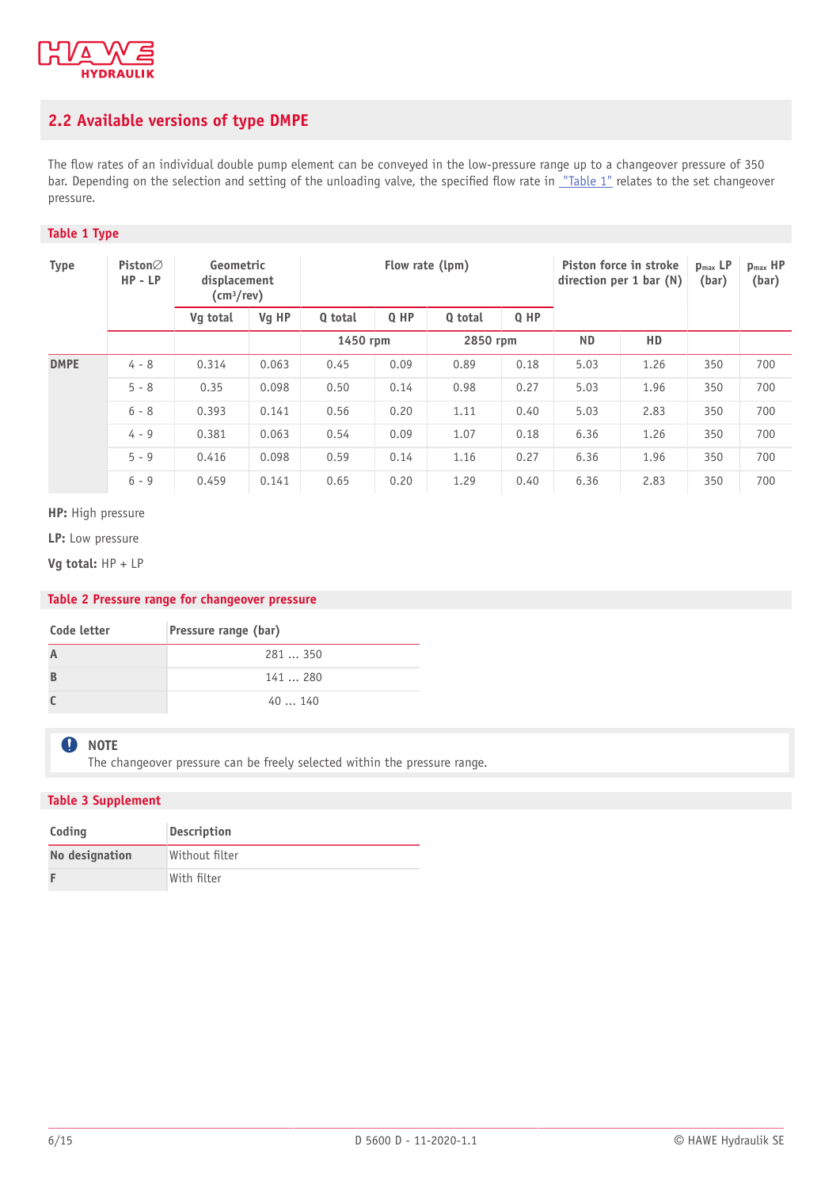## 2.2 Available versions of type DMPE

The flow rates of an individual double pump element can be conveyed in the low-pressure range up to a changeover pressure of 350 bar. Depending on the selection and setting of the unloading valve, the specified flow rate in "Table 1" relates to the set changeover pressure.

**Table 1 Type**

| Type | Piston∅ HP - LP | Geometric displacement (cm³/rev) | | Flow rate (lpm) | | | | Piston force in stroke direction per 1 bar (N) | | $p_{max}$ LP (bar) | $p_{max}$ HP (bar) |
|---|---|---|---|---|---|---|---|---|---|---|---|
| | | Vg total | Vg HP | Q total | Q HP | Q total | Q HP | | | | |
| | | | | 1450 rpm | | 2850 rpm | | ND | HD | | |
| **DMPE** | 4 - 8 | 0.314 | 0.063 | 0.45 | 0.09 | 0.89 | 0.18 | 5.03 | 1.26 | 350 | 700 |
| | 5 - 8 | 0.35 | 0.098 | 0.50 | 0.14 | 0.98 | 0.27 | 5.03 | 1.96 | 350 | 700 |
| | 6 - 8 | 0.393 | 0.141 | 0.56 | 0.20 | 1.11 | 0.40 | 5.03 | 2.83 | 350 | 700 |
| | 4 - 9 | 0.381 | 0.063 | 0.54 | 0.09 | 1.07 | 0.18 | 6.36 | 1.26 | 350 | 700 |
| | 5 - 9 | 0.416 | 0.098 | 0.59 | 0.14 | 1.16 | 0.27 | 6.36 | 1.96 | 350 | 700 |
| | 6 - 9 | 0.459 | 0.141 | 0.65 | 0.20 | 1.29 | 0.40 | 6.36 | 2.83 | 350 | 700 |

**HP:** High pressure

**LP:** Low pressure

**Vg total:** HP + LP

**Table 2 Pressure range for changeover pressure**

| Code letter | Pressure range (bar) |
|---|---|
| **A** | 281 ... 350 |
| **B** | 141 ... 280 |
| **C** | 40 ... 140 |

**NOTE**
The changeover pressure can be freely selected within the pressure range.

**Table 3 Supplement**

| Coding | Description |
|---|---|
| **No designation** | Without filter |
| **F** | With filter |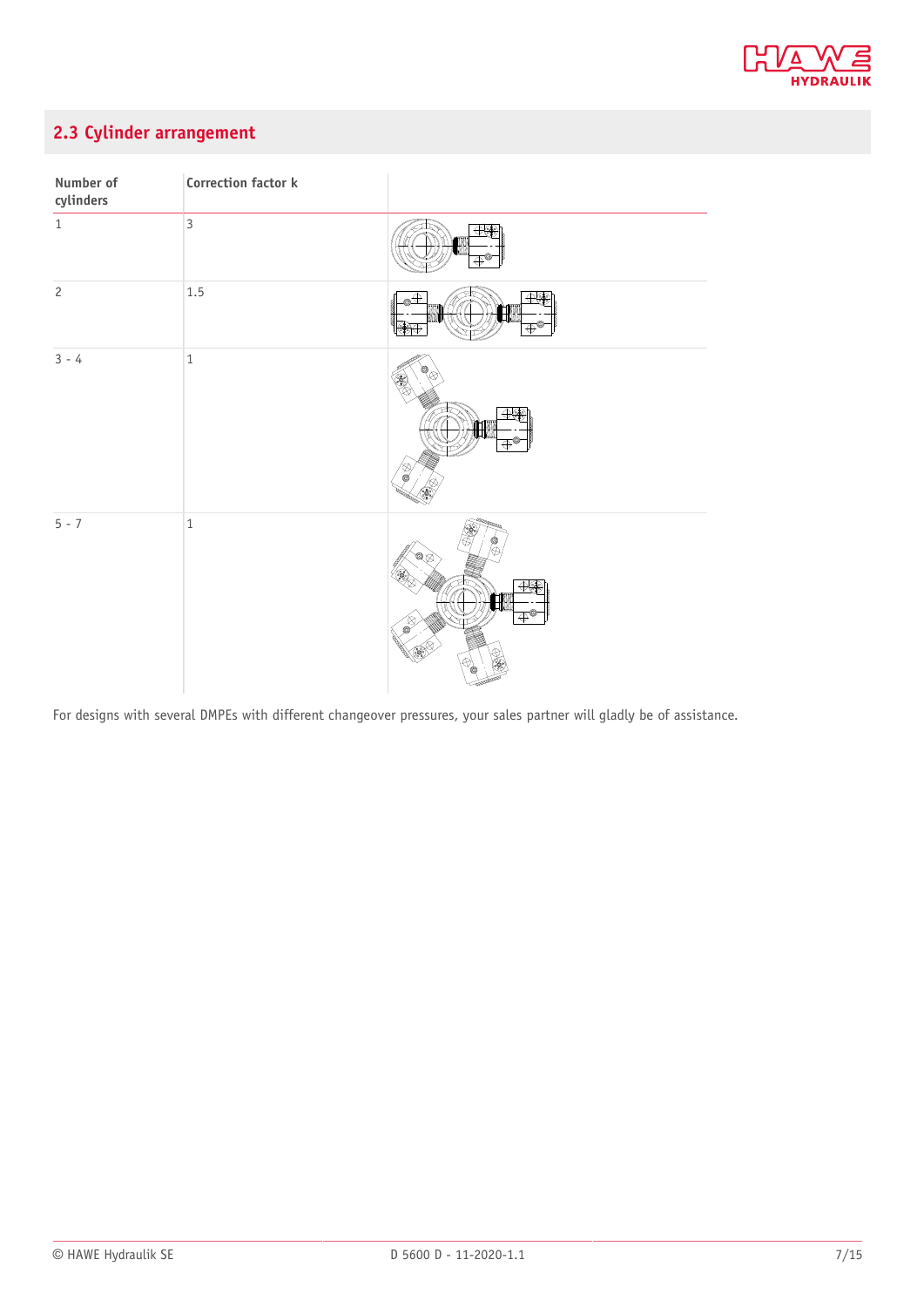## 2.3 Cylinder arrangement

| Number of cylinders | Correction factor k | |
|---|---|---|
| 1 | 3 | |
| 2 | 1.5 | |
| 3 - 4 | 1 | |
| 5 - 7 | 1 | |

For designs with several DMPEs with different changeover pressures, your sales partner will gladly be of assistance.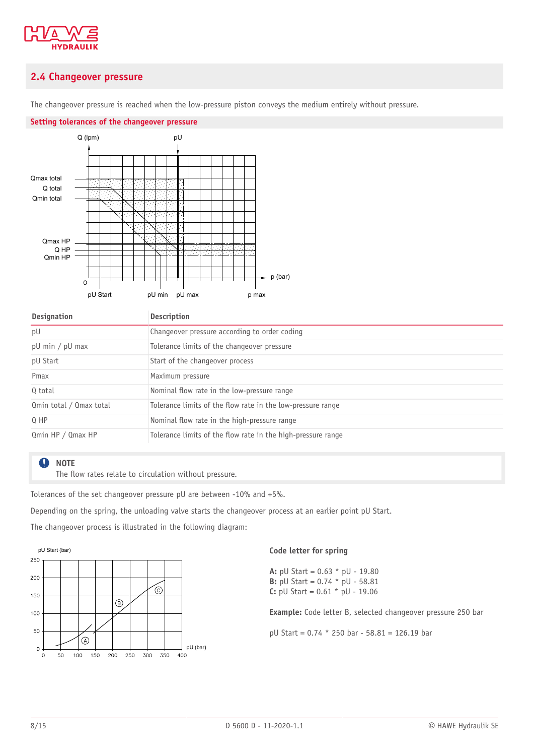## 2.4 Changeover pressure

The changeover pressure is reached when the low-pressure piston conveys the medium entirely without pressure.

### Setting tolerances of the changeover pressure

| Designation | Description |
|---|---|
| pU | Changeover pressure according to order coding |
| pU min / pU max | Tolerance limits of the changeover pressure |
| pU Start | Start of the changeover process |
| Pmax | Maximum pressure |
| Q total | Nominal flow rate in the low-pressure range |
| Qmin total / Qmax total | Tolerance limits of the flow rate in the low-pressure range |
| Q HP | Nominal flow rate in the high-pressure range |
| Qmin HP / Qmax HP | Tolerance limits of the flow rate in the high-pressure range |

**NOTE**
The flow rates relate to circulation without pressure.

Tolerances of the set changeover pressure pU are between -10% and +5%.

Depending on the spring, the unloading valve starts the changeover process at an earlier point pU Start.

The changeover process is illustrated in the following diagram:

**Code letter for spring**

**A:** pU Start = 0.63 * pU - 19.80
**B:** pU Start = 0.74 * pU - 58.81
**C:** pU Start = 0.61 * pU - 19.06

**Example:** Code letter B, selected changeover pressure 250 bar

pU Start = 0.74 * 250 bar - 58.81 = 126.19 bar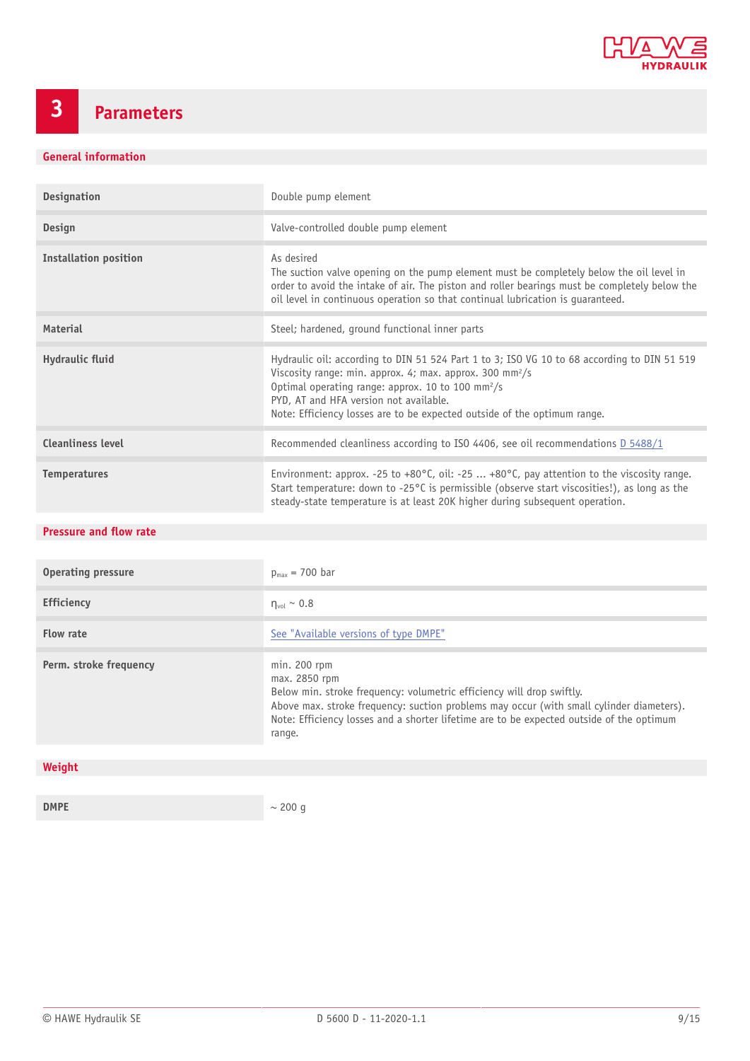# 3 Parameters

## General information

| | |
|---|---|
| **Designation** | Double pump element |
| **Design** | Valve-controlled double pump element |
| **Installation position** | As desired<br>The suction valve opening on the pump element must be completely below the oil level in order to avoid the intake of air. The piston and roller bearings must be completely below the oil level in continuous operation so that continual lubrication is guaranteed. |
| **Material** | Steel; hardened, ground functional inner parts |
| **Hydraulic fluid** | Hydraulic oil: according to DIN 51 524 Part 1 to 3; ISO VG 10 to 68 according to DIN 51 519<br>Viscosity range: min. approx. 4; max. approx. 300 $mm^2/s$<br>Optimal operating range: approx. 10 to 100 $mm^2/s$<br>PYD, AT and HFA version not available.<br>Note: Efficiency losses are to be expected outside of the optimum range. |
| **Cleanliness level** | Recommended cleanliness according to ISO 4406, see oil recommendations D 5488/1 |
| **Temperatures** | Environment: approx. -25 to +80°C, oil: -25 ... +80°C, pay attention to the viscosity range.<br>Start temperature: down to -25°C is permissible (observe start viscosities!), as long as the steady-state temperature is at least 20K higher during subsequent operation. |

## Pressure and flow rate

| | |
|---|---|
| **Operating pressure** | $p_{max}$ = 700 bar |
| **Efficiency** | $\eta_{vol}$ ~ 0.8 |
| **Flow rate** | See "Available versions of type DMPE" |
| **Perm. stroke frequency** | min. 200 rpm<br>max. 2850 rpm<br>Below min. stroke frequency: volumetric efficiency will drop swiftly.<br>Above max. stroke frequency: suction problems may occur (with small cylinder diameters).<br>Note: Efficiency losses and a shorter lifetime are to be expected outside of the optimum range. |

## Weight

| | |
|---|---|
| **DMPE** | ~ 200 g |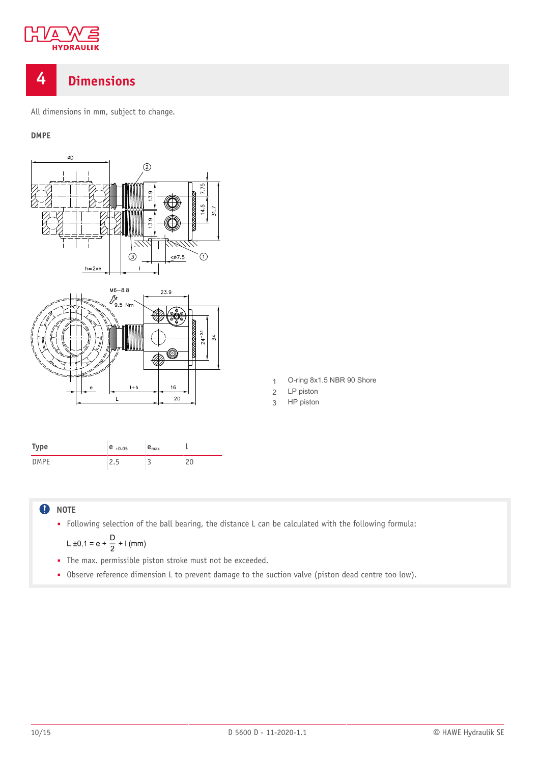# 4 Dimensions

All dimensions in mm, subject to change.

**DMPE**

1 O-ring 8x1.5 NBR 90 Shore
2 LP piston
3 HP piston

| Type | e $_{+0.05}$ | $e_{max}$ | l |
|---|---|---|---|
| DMPE | 2.5 | 3 | 20 |

**NOTE**

- Following selection of the ball bearing, the distance L can be calculated with the following formula:

$$L \pm 0{,}1 = e + \frac{D}{2} + l \,(\text{mm})$$

- The max. permissible piston stroke must not be exceeded.
- Observe reference dimension L to prevent damage to the suction valve (piston dead centre too low).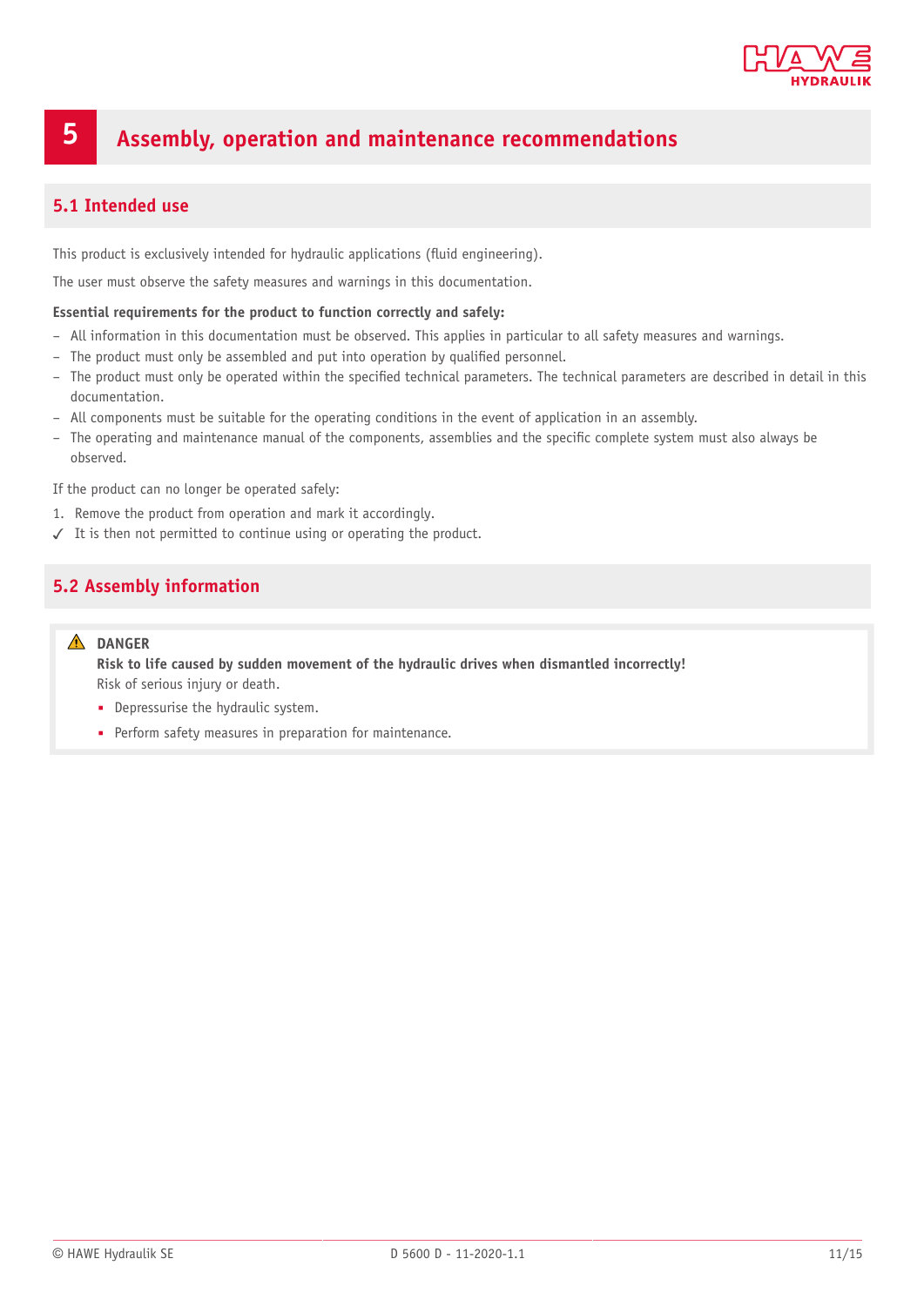# 5 Assembly, operation and maintenance recommendations

## 5.1 Intended use

This product is exclusively intended for hydraulic applications (fluid engineering).

The user must observe the safety measures and warnings in this documentation.

**Essential requirements for the product to function correctly and safely:**

- All information in this documentation must be observed. This applies in particular to all safety measures and warnings.
- The product must only be assembled and put into operation by qualified personnel.
- The product must only be operated within the specified technical parameters. The technical parameters are described in detail in this documentation.
- All components must be suitable for the operating conditions in the event of application in an assembly.
- The operating and maintenance manual of the components, assemblies and the specific complete system must also always be observed.

If the product can no longer be operated safely:

1. Remove the product from operation and mark it accordingly.

✓ It is then not permitted to continue using or operating the product.

## 5.2 Assembly information

> ⚠ **DANGER**
>
> **Risk to life caused by sudden movement of the hydraulic drives when dismantled incorrectly!**
>
> Risk of serious injury or death.
>
> - Depressurise the hydraulic system.
> - Perform safety measures in preparation for maintenance.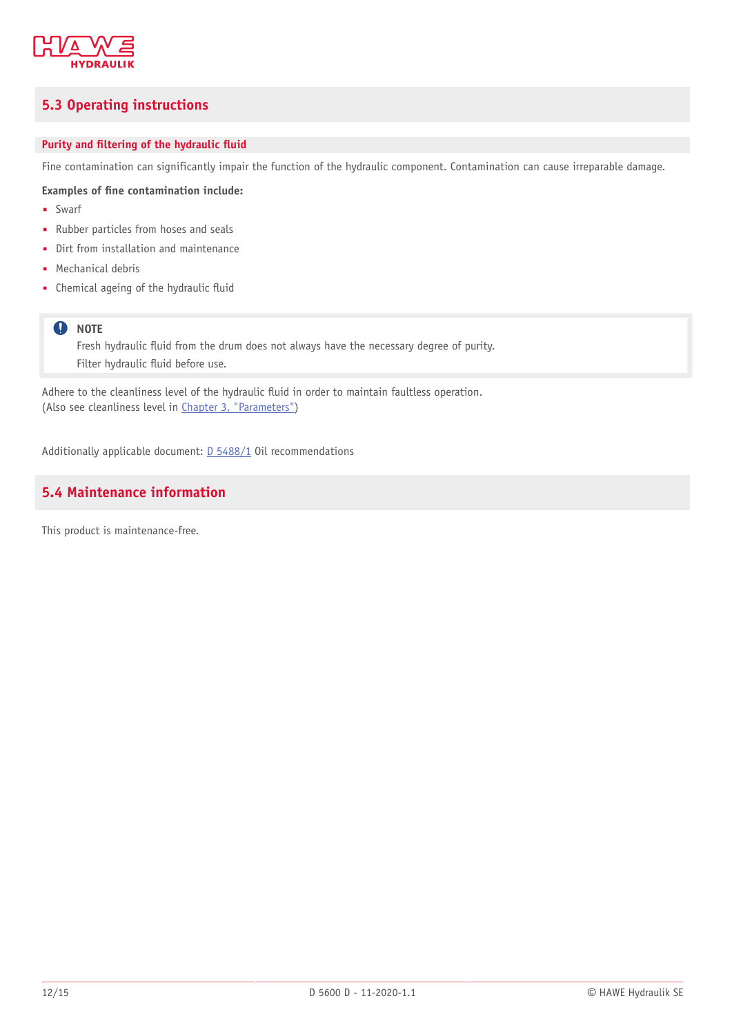## 5.3 Operating instructions

### Purity and filtering of the hydraulic fluid

Fine contamination can significantly impair the function of the hydraulic component. Contamination can cause irreparable damage.

**Examples of fine contamination include:**

- Swarf
- Rubber particles from hoses and seals
- Dirt from installation and maintenance
- Mechanical debris
- Chemical ageing of the hydraulic fluid

> **NOTE**
> Fresh hydraulic fluid from the drum does not always have the necessary degree of purity.
> Filter hydraulic fluid before use.

Adhere to the cleanliness level of the hydraulic fluid in order to maintain faultless operation.
(Also see cleanliness level in Chapter 3, "Parameters")

Additionally applicable document: D 5488/1 Oil recommendations

## 5.4 Maintenance information

This product is maintenance-free.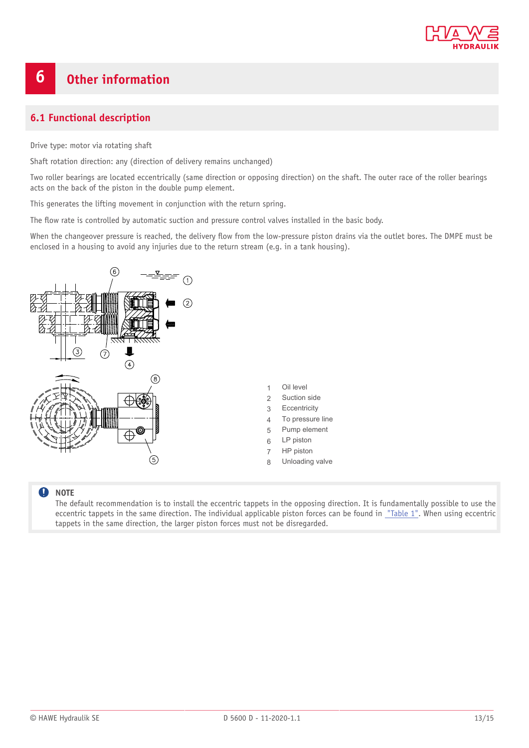# 6 Other information

## 6.1 Functional description

Drive type: motor via rotating shaft

Shaft rotation direction: any (direction of delivery remains unchanged)

Two roller bearings are located eccentrically (same direction or opposing direction) on the shaft. The outer race of the roller bearings acts on the back of the piston in the double pump element.

This generates the lifting movement in conjunction with the return spring.

The flow rate is controlled by automatic suction and pressure control valves installed in the basic body.

When the changeover pressure is reached, the delivery flow from the low-pressure piston drains via the outlet bores. The DMPE must be enclosed in a housing to avoid any injuries due to the return stream (e.g. in a tank housing).

1 Oil level
2 Suction side
3 Eccentricity
4 To pressure line
5 Pump element
6 LP piston
7 HP piston
8 Unloading valve

> **NOTE**
> The default recommendation is to install the eccentric tappets in the opposing direction. It is fundamentally possible to use the eccentric tappets in the same direction. The individual applicable piston forces can be found in "Table 1". When using eccentric tappets in the same direction, the larger piston forces must not be disregarded.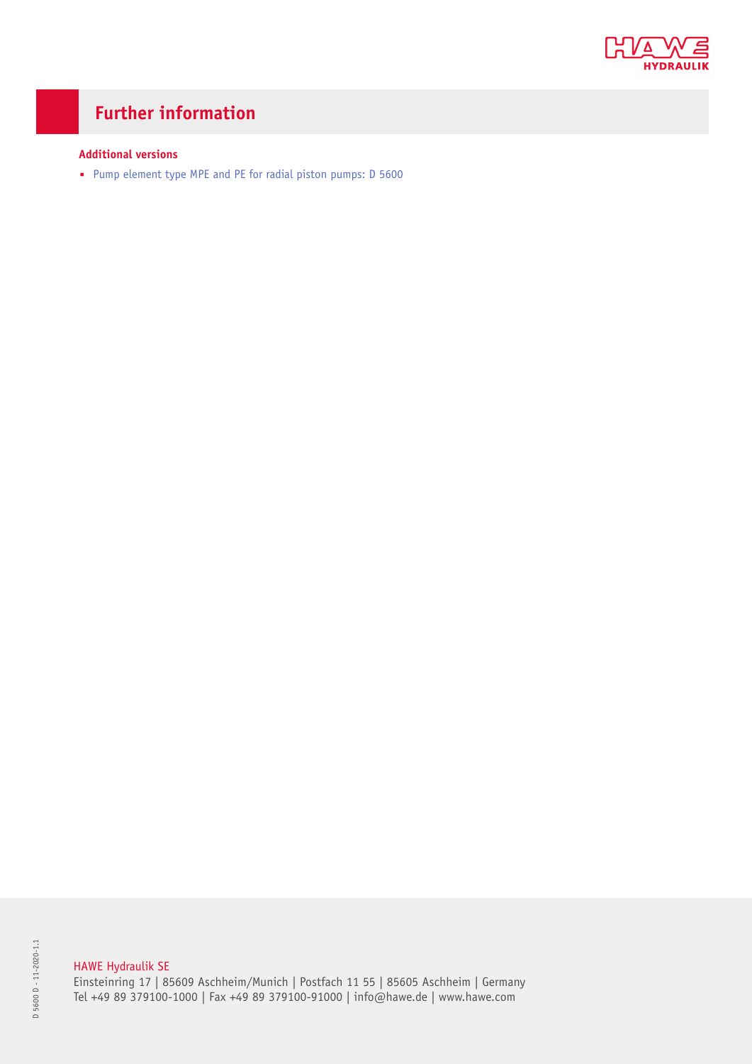# Further information

### Additional versions

- Pump element type MPE and PE for radial piston pumps: D 5600

HAWE Hydraulik SE
Einsteinring 17 | 85609 Aschheim/Munich | Postfach 11 55 | 85605 Aschheim | Germany
Tel +49 89 379100-1000 | Fax +49 89 379100-91000 | info@hawe.de | www.hawe.com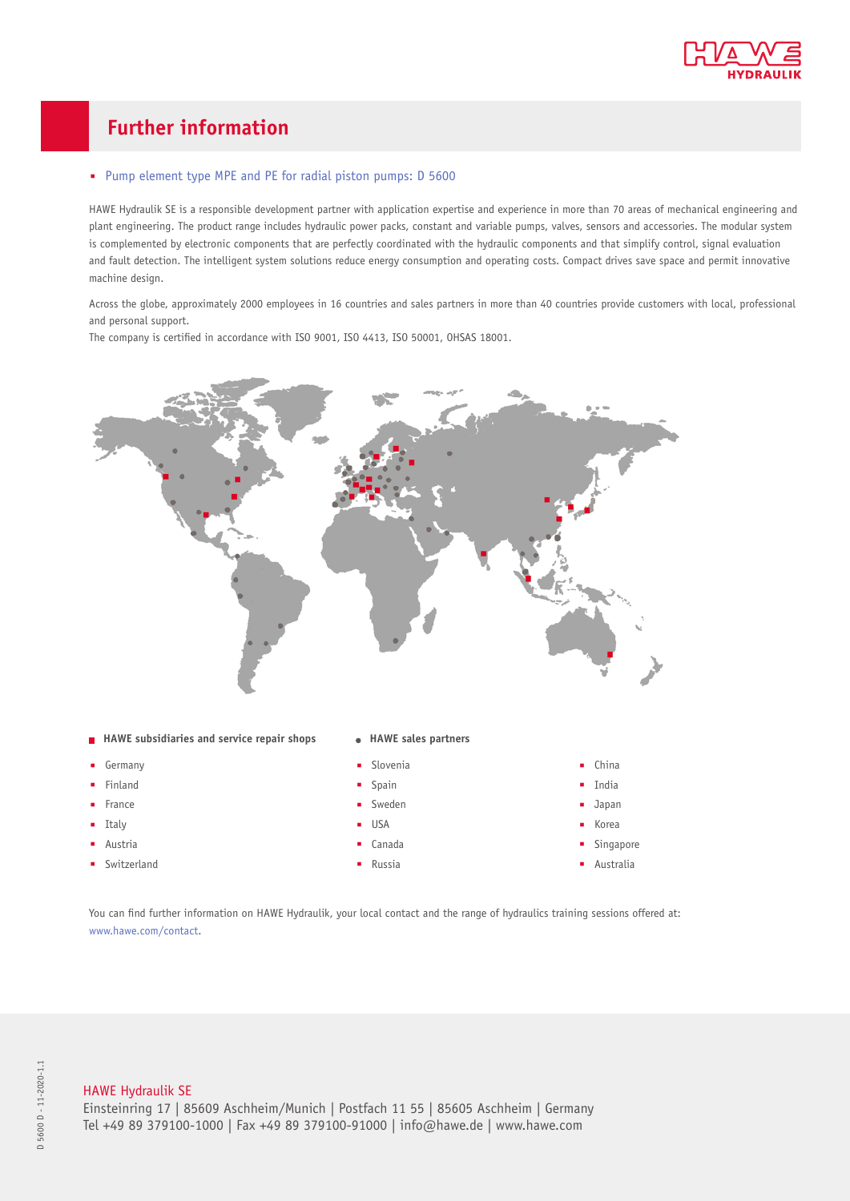## Further information

- Pump element type MPE and PE for radial piston pumps: D 5600

HAWE Hydraulik SE is a responsible development partner with application expertise and experience in more than 70 areas of mechanical engineering and plant engineering. The product range includes hydraulic power packs, constant and variable pumps, valves, sensors and accessories. The modular system is complemented by electronic components that are perfectly coordinated with the hydraulic components and that simplify control, signal evaluation and fault detection. The intelligent system solutions reduce energy consumption and operating costs. Compact drives save space and permit innovative machine design.

Across the globe, approximately 2000 employees in 16 countries and sales partners in more than 40 countries provide customers with local, professional and personal support.
The company is certified in accordance with ISO 9001, ISO 4413, ISO 50001, OHSAS 18001.

**HAWE subsidiaries and service repair shops**

**HAWE sales partners**

- Germany
- Finland
- France
- Italy
- Austria
- Switzerland
- Slovenia
- Spain
- Sweden
- USA
- Canada
- Russia
- China
- India
- Japan
- Korea
- Singapore
- Australia

You can find further information on HAWE Hydraulik, your local contact and the range of hydraulics training sessions offered at: www.hawe.com/contact.

HAWE Hydraulik SE
Einsteinring 17 | 85609 Aschheim/Munich | Postfach 11 55 | 85605 Aschheim | Germany
Tel +49 89 379100-1000 | Fax +49 89 379100-91000 | info@hawe.de | www.hawe.com

D 5600 D - 11-2020-1.1